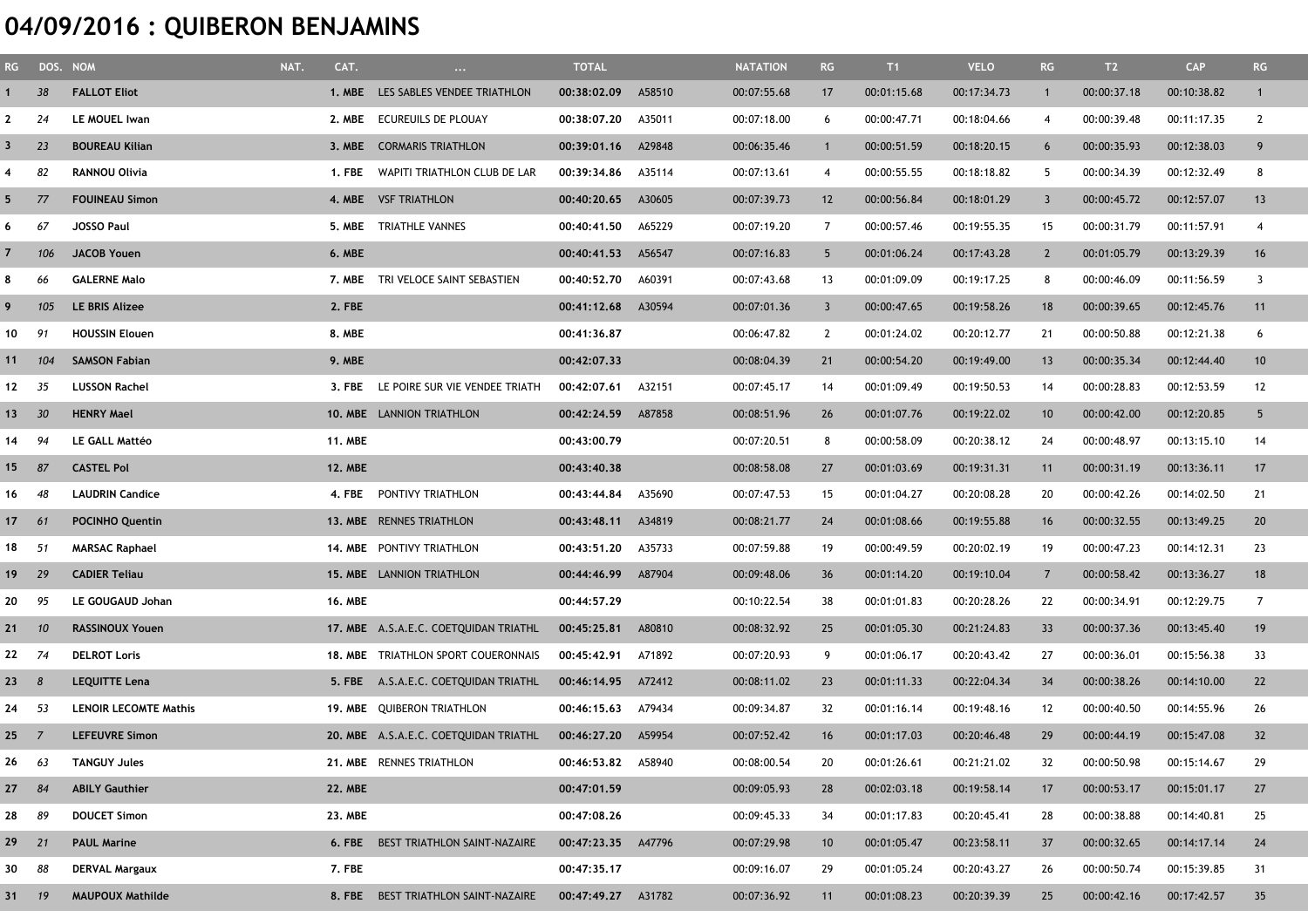# 04/09/2016 : QUIBERON BENJAMINS

| RG | DOS. | NOM | NAT. | CAT. | ... | TOTAL | | NATATION | RG | T1 | VELO | RG | T2 | CAP | RG |
|---|---|---|---|---|---|---|---|---|---|---|---|---|---|---|---|
| 1 | 38 | FALLOT Eliot | | 1. MBE | LES SABLES VENDEE TRIATHLON | 00:38:02.09 | A58510 | 00:07:55.68 | 17 | 00:01:15.68 | 00:17:34.73 | 1 | 00:00:37.18 | 00:10:38.82 | 1 |
| 2 | 24 | LE MOUEL Iwan | | 2. MBE | ECUREUILS DE PLOUAY | 00:38:07.20 | A35011 | 00:07:18.00 | 6 | 00:00:47.71 | 00:18:04.66 | 4 | 00:00:39.48 | 00:11:17.35 | 2 |
| 3 | 23 | BOUREAU Kilian | | 3. MBE | CORMARIS TRIATHLON | 00:39:01.16 | A29848 | 00:06:35.46 | 1 | 00:00:51.59 | 00:18:20.15 | 6 | 00:00:35.93 | 00:12:38.03 | 9 |
| 4 | 82 | RANNOU Olivia | | 1. FBE | WAPITI TRIATHLON CLUB DE LAR | 00:39:34.86 | A35114 | 00:07:13.61 | 4 | 00:00:55.55 | 00:18:18.82 | 5 | 00:00:34.39 | 00:12:32.49 | 8 |
| 5 | 77 | FOUINEAU Simon | | 4. MBE | VSF TRIATHLON | 00:40:20.65 | A30605 | 00:07:39.73 | 12 | 00:00:56.84 | 00:18:01.29 | 3 | 00:00:45.72 | 00:12:57.07 | 13 |
| 6 | 67 | JOSSO Paul | | 5. MBE | TRIATHLE VANNES | 00:40:41.50 | A65229 | 00:07:19.20 | 7 | 00:00:57.46 | 00:19:55.35 | 15 | 00:00:31.79 | 00:11:57.91 | 4 |
| 7 | 106 | JACOB Youen | | 6. MBE | | 00:40:41.53 | A56547 | 00:07:16.83 | 5 | 00:01:06.24 | 00:17:43.28 | 2 | 00:01:05.79 | 00:13:29.39 | 16 |
| 8 | 66 | GALERNE Malo | | 7. MBE | TRI VELOCE SAINT SEBASTIEN | 00:40:52.70 | A60391 | 00:07:43.68 | 13 | 00:01:09.09 | 00:19:17.25 | 8 | 00:00:46.09 | 00:11:56.59 | 3 |
| 9 | 105 | LE BRIS Alizee | | 2. FBE | | 00:41:12.68 | A30594 | 00:07:01.36 | 3 | 00:00:47.65 | 00:19:58.26 | 18 | 00:00:39.65 | 00:12:45.76 | 11 |
| 10 | 91 | HOUSSIN Elouen | | 8. MBE | | 00:41:36.87 | | 00:06:47.82 | 2 | 00:01:24.02 | 00:20:12.77 | 21 | 00:00:50.88 | 00:12:21.38 | 6 |
| 11 | 104 | SAMSON Fabian | | 9. MBE | | 00:42:07.33 | | 00:08:04.39 | 21 | 00:00:54.20 | 00:19:49.00 | 13 | 00:00:35.34 | 00:12:44.40 | 10 |
| 12 | 35 | LUSSON Rachel | | 3. FBE | LE POIRE SUR VIE VENDEE TRIATH | 00:42:07.61 | A32151 | 00:07:45.17 | 14 | 00:01:09.49 | 00:19:50.53 | 14 | 00:00:28.83 | 00:12:53.59 | 12 |
| 13 | 30 | HENRY Mael | | 10. MBE | LANNION TRIATHLON | 00:42:24.59 | A87858 | 00:08:51.96 | 26 | 00:01:07.76 | 00:19:22.02 | 10 | 00:00:42.00 | 00:12:20.85 | 5 |
| 14 | 94 | LE GALL Mattéo | | 11. MBE | | 00:43:00.79 | | 00:07:20.51 | 8 | 00:00:58.09 | 00:20:38.12 | 24 | 00:00:48.97 | 00:13:15.10 | 14 |
| 15 | 87 | CASTEL Pol | | 12. MBE | | 00:43:40.38 | | 00:08:58.08 | 27 | 00:01:03.69 | 00:19:31.31 | 11 | 00:00:31.19 | 00:13:36.11 | 17 |
| 16 | 48 | LAUDRIN Candice | | 4. FBE | PONTIVY TRIATHLON | 00:43:44.84 | A35690 | 00:07:47.53 | 15 | 00:01:04.27 | 00:20:08.28 | 20 | 00:00:42.26 | 00:14:02.50 | 21 |
| 17 | 61 | POCINHO Quentin | | 13. MBE | RENNES TRIATHLON | 00:43:48.11 | A34819 | 00:08:21.77 | 24 | 00:01:08.66 | 00:19:55.88 | 16 | 00:00:32.55 | 00:13:49.25 | 20 |
| 18 | 51 | MARSAC Raphael | | 14. MBE | PONTIVY TRIATHLON | 00:43:51.20 | A35733 | 00:07:59.88 | 19 | 00:00:49.59 | 00:20:02.19 | 19 | 00:00:47.23 | 00:14:12.31 | 23 |
| 19 | 29 | CADIER Teliau | | 15. MBE | LANNION TRIATHLON | 00:44:46.99 | A87904 | 00:09:48.06 | 36 | 00:01:14.20 | 00:19:10.04 | 7 | 00:00:58.42 | 00:13:36.27 | 18 |
| 20 | 95 | LE GOUGAUD Johan | | 16. MBE | | 00:44:57.29 | | 00:10:22.54 | 38 | 00:01:01.83 | 00:20:28.26 | 22 | 00:00:34.91 | 00:12:29.75 | 7 |
| 21 | 10 | RASSINOUX Youen | | 17. MBE | A.S.A.E.C. COETQUIDAN TRIATHL | 00:45:25.81 | A80810 | 00:08:32.92 | 25 | 00:01:05.30 | 00:21:24.83 | 33 | 00:00:37.36 | 00:13:45.40 | 19 |
| 22 | 74 | DELROT Loris | | 18. MBE | TRIATHLON SPORT COUERONNAIS | 00:45:42.91 | A71892 | 00:07:20.93 | 9 | 00:01:06.17 | 00:20:43.42 | 27 | 00:00:36.01 | 00:15:56.38 | 33 |
| 23 | 8 | LEQUITTE Lena | | 5. FBE | A.S.A.E.C. COETQUIDAN TRIATHL | 00:46:14.95 | A72412 | 00:08:11.02 | 23 | 00:01:11.33 | 00:22:04.34 | 34 | 00:00:38.26 | 00:14:10.00 | 22 |
| 24 | 53 | LENOIR LECOMTE Mathis | | 19. MBE | QUIBERON TRIATHLON | 00:46:15.63 | A79434 | 00:09:34.87 | 32 | 00:01:16.14 | 00:19:48.16 | 12 | 00:00:40.50 | 00:14:55.96 | 26 |
| 25 | 7 | LEFEUVRE Simon | | 20. MBE | A.S.A.E.C. COETQUIDAN TRIATHL | 00:46:27.20 | A59954 | 00:07:52.42 | 16 | 00:01:17.03 | 00:20:46.48 | 29 | 00:00:44.19 | 00:15:47.08 | 32 |
| 26 | 63 | TANGUY Jules | | 21. MBE | RENNES TRIATHLON | 00:46:53.82 | A58940 | 00:08:00.54 | 20 | 00:01:26.61 | 00:21:21.02 | 32 | 00:00:50.98 | 00:15:14.67 | 29 |
| 27 | 84 | ABILY Gauthier | | 22. MBE | | 00:47:01.59 | | 00:09:05.93 | 28 | 00:02:03.18 | 00:19:58.14 | 17 | 00:00:53.17 | 00:15:01.17 | 27 |
| 28 | 89 | DOUCET Simon | | 23. MBE | | 00:47:08.26 | | 00:09:45.33 | 34 | 00:01:17.83 | 00:20:45.41 | 28 | 00:00:38.88 | 00:14:40.81 | 25 |
| 29 | 21 | PAUL Marine | | 6. FBE | BEST TRIATHLON SAINT-NAZAIRE | 00:47:23.35 | A47796 | 00:07:29.98 | 10 | 00:01:05.47 | 00:23:58.11 | 37 | 00:00:32.65 | 00:14:17.14 | 24 |
| 30 | 88 | DERVAL Margaux | | 7. FBE | | 00:47:35.17 | | 00:09:16.07 | 29 | 00:01:05.24 | 00:20:43.27 | 26 | 00:00:50.74 | 00:15:39.85 | 31 |
| 31 | 19 | MAUPOUX Mathilde | | 8. FBE | BEST TRIATHLON SAINT-NAZAIRE | 00:47:49.27 | A31782 | 00:07:36.92 | 11 | 00:01:08.23 | 00:20:39.39 | 25 | 00:00:42.16 | 00:17:42.57 | 35 |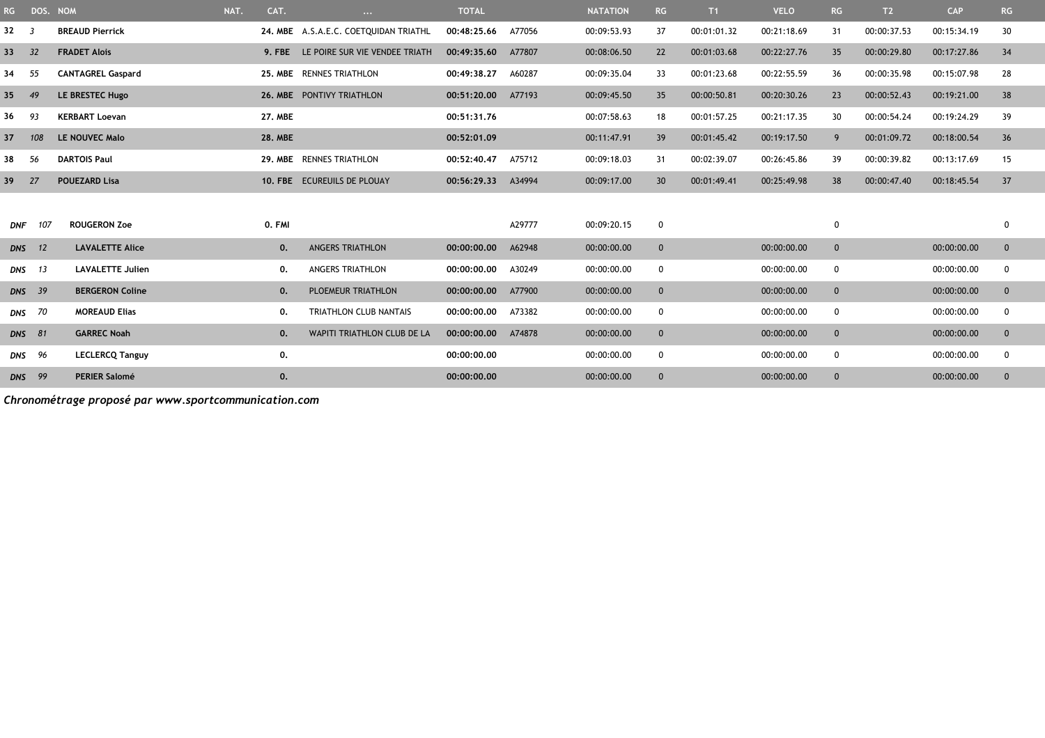| RG | DOS. | NOM | NAT. | CAT. | ... | TOTAL | | NATATION | RG | T1 | VELO | RG | T2 | CAP | RG |
|---|---|---|---|---|---|---|---|---|---|---|---|---|---|---|---|
| 32 | 3 | BREAUD Pierrick | | 24. MBE | A.S.A.E.C. COETQUIDAN TRIATHL | 00:48:25.66 | A77056 | 00:09:53.93 | 37 | 00:01:01.32 | 00:21:18.69 | 31 | 00:00:37.53 | 00:15:34.19 | 30 |
| 33 | 32 | FRADET Alois | | 9. FBE | LE POIRE SUR VIE VENDEE TRIATH | 00:49:35.60 | A77807 | 00:08:06.50 | 22 | 00:01:03.68 | 00:22:27.76 | 35 | 00:00:29.80 | 00:17:27.86 | 34 |
| 34 | 55 | CANTAGREL Gaspard | | 25. MBE | RENNES TRIATHLON | 00:49:38.27 | A60287 | 00:09:35.04 | 33 | 00:01:23.68 | 00:22:55.59 | 36 | 00:00:35.98 | 00:15:07.98 | 28 |
| 35 | 49 | LE BRESTEC Hugo | | 26. MBE | PONTIVY TRIATHLON | 00:51:20.00 | A77193 | 00:09:45.50 | 35 | 00:00:50.81 | 00:20:30.26 | 23 | 00:00:52.43 | 00:19:21.00 | 38 |
| 36 | 93 | KERBART Loevan | | 27. MBE | | 00:51:31.76 | | 00:07:58.63 | 18 | 00:01:57.25 | 00:21:17.35 | 30 | 00:00:54.24 | 00:19:24.29 | 39 |
| 37 | 108 | LE NOUVEC Malo | | 28. MBE | | 00:52:01.09 | | 00:11:47.91 | 39 | 00:01:45.42 | 00:19:17.50 | 9 | 00:01:09.72 | 00:18:00.54 | 36 |
| 38 | 56 | DARTOIS Paul | | 29. MBE | RENNES TRIATHLON | 00:52:40.47 | A75712 | 00:09:18.03 | 31 | 00:02:39.07 | 00:26:45.86 | 39 | 00:00:39.82 | 00:13:17.69 | 15 |
| 39 | 27 | POUEZARD Lisa | | 10. FBE | ECUREUILS DE PLOUAY | 00:56:29.33 | A34994 | 00:09:17.00 | 30 | 00:01:49.41 | 00:25:49.98 | 38 | 00:00:47.40 | 00:18:45.54 | 37 |
| DNF | 107 | ROUGERON Zoe | | 0. FMI | | | A29777 | 00:09:20.15 | 0 | | | 0 | | | 0 |
| DNS | 12 | LAVALETTE Alice | | 0. | ANGERS TRIATHLON | 00:00:00.00 | A62948 | 00:00:00.00 | 0 | | 00:00:00.00 | 0 | | 00:00:00.00 | 0 |
| DNS | 13 | LAVALETTE Julien | | 0. | ANGERS TRIATHLON | 00:00:00.00 | A30249 | 00:00:00.00 | 0 | | 00:00:00.00 | 0 | | 00:00:00.00 | 0 |
| DNS | 39 | BERGERON Coline | | 0. | PLOEMEUR TRIATHLON | 00:00:00.00 | A77900 | 00:00:00.00 | 0 | | 00:00:00.00 | 0 | | 00:00:00.00 | 0 |
| DNS | 70 | MOREAUD Elias | | 0. | TRIATHLON CLUB NANTAIS | 00:00:00.00 | A73382 | 00:00:00.00 | 0 | | 00:00:00.00 | 0 | | 00:00:00.00 | 0 |
| DNS | 81 | GARREC Noah | | 0. | WAPITI TRIATHLON CLUB DE LA | 00:00:00.00 | A74878 | 00:00:00.00 | 0 | | 00:00:00.00 | 0 | | 00:00:00.00 | 0 |
| DNS | 96 | LECLERCQ Tanguy | | 0. | | 00:00:00.00 | | 00:00:00.00 | 0 | | 00:00:00.00 | 0 | | 00:00:00.00 | 0 |
| DNS | 99 | PERIER Salomé | | 0. | | 00:00:00.00 | | 00:00:00.00 | 0 | | 00:00:00.00 | 0 | | 00:00:00.00 | 0 |

***Chronométrage proposé par www.sportcommunication.com***